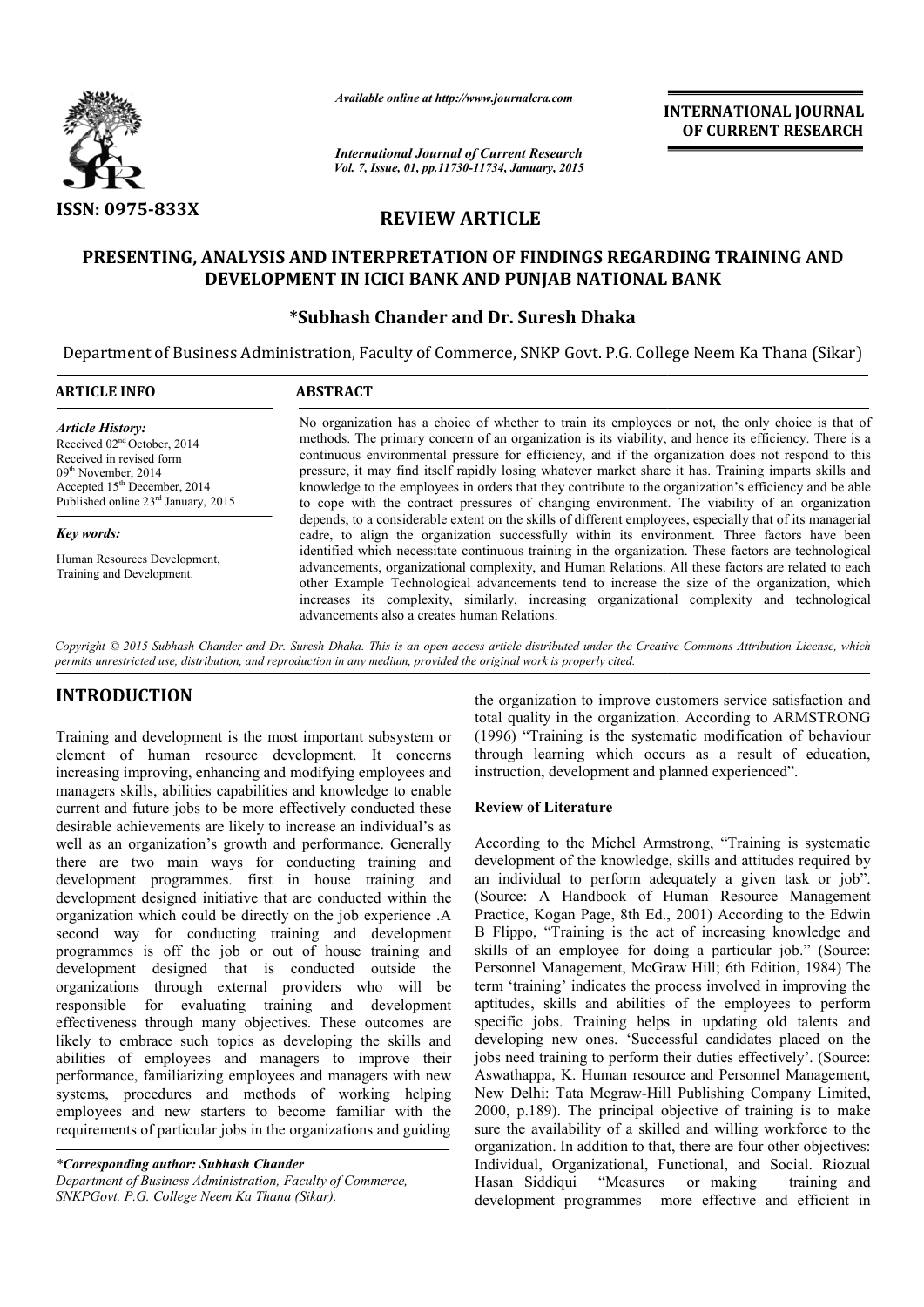ISSN: 0975-833X

*Available online at http://www.journalcra.com*

*International Journal of Current Research*
*Vol. 7, Issue, 01, pp.11730-11734, January, 2015*

**INTERNATIONAL JOURNAL OF CURRENT RESEARCH**

## REVIEW ARTICLE

# PRESENTING, ANALYSIS AND INTERPRETATION OF FINDINGS REGARDING TRAINING AND DEVELOPMENT IN ICICI BANK AND PUNJAB NATIONAL BANK

### *Subhash Chander and Dr. Suresh Dhaka

Department of Business Administration, Faculty of Commerce, SNKP Govt. P.G. College Neem Ka Thana (Sikar)

**ARTICLE INFO**

*Article History:*
Received 02[nd] October, 2014
Received in revised form
09[th] November, 2014
Accepted 15[th] December, 2014
Published online 23[rd] January, 2015

*Key words:*
Human Resources Development,
Training and Development.

**ABSTRACT**

No organization has a choice of whether to train its employees or not, the only choice is that of methods. The primary concern of an organization is its viability, and hence its efficiency. There is a continuous environmental pressure for efficiency, and if the organization does not respond to this pressure, it may find itself rapidly losing whatever market share it has. Training imparts skills and knowledge to the employees in orders that they contribute to the organization's efficiency and be able to cope with the contract pressures of changing environment. The viability of an organization depends, to a considerable extent on the skills of different employees, especially that of its managerial cadre, to align the organization successfully within its environment. Three factors have been identified which necessitate continuous training in the organization. These factors are technological advancements, organizational complexity, and Human Relations. All these factors are related to each other Example Technological advancements tend to increase the size of the organization, which increases its complexity, similarly, increasing organizational complexity and technological advancements also a creates human Relations.

*Copyright © 2015 Subhash Chander and Dr. Suresh Dhaka. This is an open access article distributed under the Creative Commons Attribution License, which permits unrestricted use, distribution, and reproduction in any medium, provided the original work is properly cited.*

## INTRODUCTION

Training and development is the most important subsystem or element of human resource development. It concerns increasing improving, enhancing and modifying employees and managers skills, abilities capabilities and knowledge to enable current and future jobs to be more effectively conducted these desirable achievements are likely to increase an individual's as well as an organization's growth and performance. Generally there are two main ways for conducting training and development programmes. first in house training and development designed initiative that are conducted within the organization which could be directly on the job experience .A second way for conducting training and development programmes is off the job or out of house training and development designed that is conducted outside the organizations through external providers who will be responsible for evaluating training and development effectiveness through many objectives. These outcomes are likely to embrace such topics as developing the skills and abilities of employees and managers to improve their performance, familiarizing employees and managers with new systems, procedures and methods of working helping employees and new starters to become familiar with the requirements of particular jobs in the organizations and guiding the organization to improve customers service satisfaction and total quality in the organization. According to ARMSTRONG (1996) "Training is the systematic modification of behaviour through learning which occurs as a result of education, instruction, development and planned experienced".

*\*Corresponding author: Subhash Chander*
*Department of Business Administration, Faculty of Commerce, SNKPGovt. P.G. College Neem Ka Thana (Sikar).*

### Review of Literature

According to the Michel Armstrong, "Training is systematic development of the knowledge, skills and attitudes required by an individual to perform adequately a given task or job". (Source: A Handbook of Human Resource Management Practice, Kogan Page, 8th Ed., 2001) According to the Edwin B Flippo, "Training is the act of increasing knowledge and skills of an employee for doing a particular job." (Source: Personnel Management, McGraw Hill; 6th Edition, 1984) The term 'training' indicates the process involved in improving the aptitudes, skills and abilities of the employees to perform specific jobs. Training helps in updating old talents and developing new ones. 'Successful candidates placed on the jobs need training to perform their duties effectively'. (Source: Aswathappa, K. Human resource and Personnel Management, New Delhi: Tata Mcgraw-Hill Publishing Company Limited, 2000, p.189). The principal objective of training is to make sure the availability of a skilled and willing workforce to the organization. In addition to that, there are four other objectives: Individual, Organizational, Functional, and Social. Riozual Hasan Siddiqui "Measures or making training and development programmes more effective and efficient in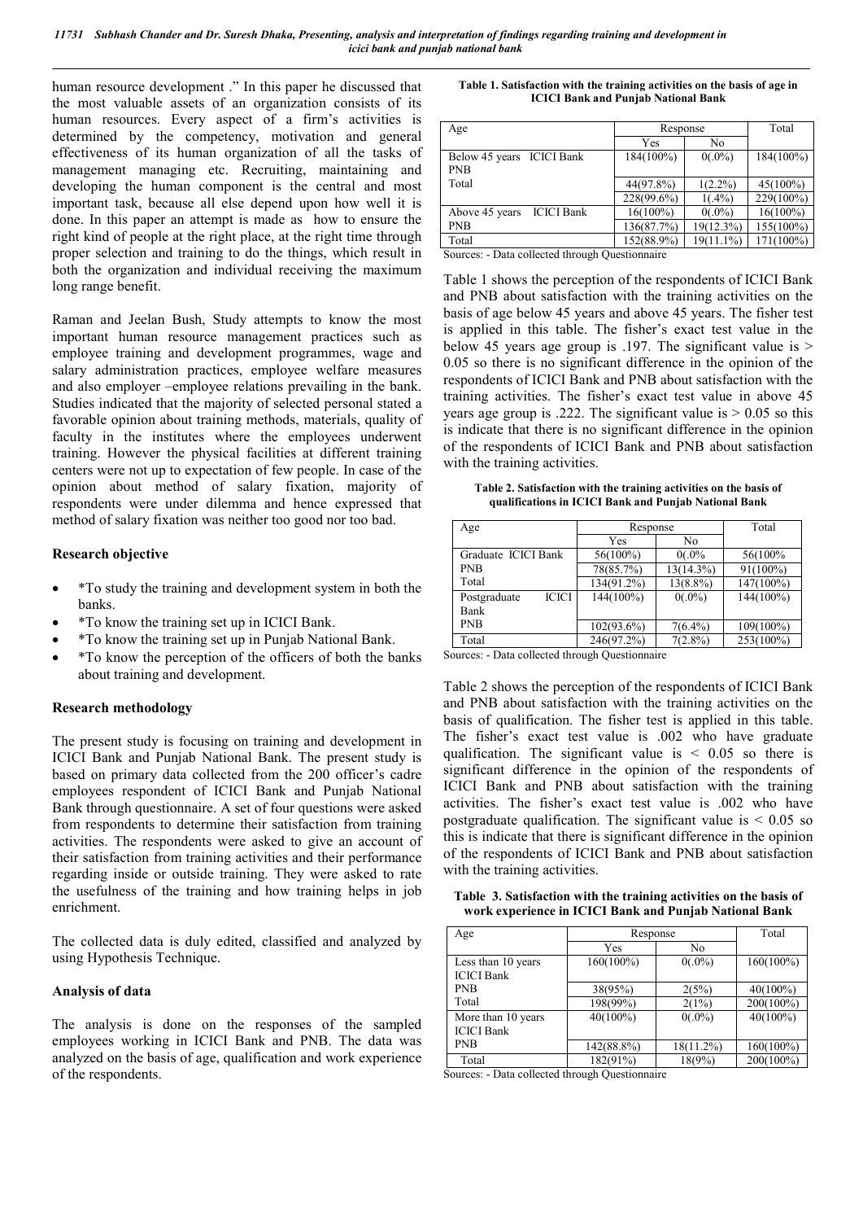human resource development .” In this paper he discussed that the most valuable assets of an organization consists of its human resources. Every aspect of a firm’s activities is determined by the competency, motivation and general effectiveness of its human organization of all the tasks of management managing etc. Recruiting, maintaining and developing the human component is the central and most important task, because all else depend upon how well it is done. In this paper an attempt is made as how to ensure the right kind of people at the right place, at the right time through proper selection and training to do the things, which result in both the organization and individual receiving the maximum long range benefit.

Raman and Jeelan Bush, Study attempts to know the most important human resource management practices such as employee training and development programmes, wage and salary administration practices, employee welfare measures and also employer –employee relations prevailing in the bank. Studies indicated that the majority of selected personal stated a favorable opinion about training methods, materials, quality of faculty in the institutes where the employees underwent training. However the physical facilities at different training centers were not up to expectation of few people. In case of the opinion about method of salary fixation, majority of respondents were under dilemma and hence expressed that method of salary fixation was neither too good nor too bad.

### Research objective

- *To study the training and development system in both the banks.
- *To know the training set up in ICICI Bank.
- *To know the training set up in Punjab National Bank.
- *To know the perception of the officers of both the banks about training and development.

### Research methodology

The present study is focusing on training and development in ICICI Bank and Punjab National Bank. The present study is based on primary data collected from the 200 officer’s cadre employees respondent of ICICI Bank and Punjab National Bank through questionnaire. A set of four questions were asked from respondents to determine their satisfaction from training activities. The respondents were asked to give an account of their satisfaction from training activities and their performance regarding inside or outside training. They were asked to rate the usefulness of the training and how training helps in job enrichment.

The collected data is duly edited, classified and analyzed by using Hypothesis Technique.

### Analysis of data

The analysis is done on the responses of the sampled employees working in ICICI Bank and PNB. The data was analyzed on the basis of age, qualification and work experience of the respondents.

**Table 1. Satisfaction with the training activities on the basis of age in ICICI Bank and Punjab National Bank**

| Age | Response | | Total |
|---|---|---|---|
| | Yes | No | |
| Below 45 years ICICI Bank | 184(100%) | 0(.0%) | 184(100%) |
| PNB | 44(97.8%) | 1(2.2%) | 45(100%) |
| Total | 228(99.6%) | 1(.4%) | 229(100%) |
| Above 45 years ICICI Bank | 16(100%) | 0(.0%) | 16(100%) |
| PNB | 136(87.7%) | 19(12.3%) | 155(100%) |
| Total | 152(88.9%) | 19(11.1%) | 171(100%) |

Sources: - Data collected through Questionnaire

Table 1 shows the perception of the respondents of ICICI Bank and PNB about satisfaction with the training activities on the basis of age below 45 years and above 45 years. The fisher test is applied in this table. The fisher’s exact test value in the below 45 years age group is .197. The significant value is > 0.05 so there is no significant difference in the opinion of the respondents of ICICI Bank and PNB about satisfaction with the training activities. The fisher’s exact test value in above 45 years age group is .222. The significant value is > 0.05 so this is indicate that there is no significant difference in the opinion of the respondents of ICICI Bank and PNB about satisfaction with the training activities.

**Table 2. Satisfaction with the training activities on the basis of qualifications in ICICI Bank and Punjab National Bank**

| Age | Response | | Total |
|---|---|---|---|
| | Yes | No | |
| Graduate ICICI Bank | 56(100%) | 0(.0% | 56(100% |
| PNB | 78(85.7%) | 13(14.3%) | 91(100%) |
| Total | 134(91.2%) | 13(8.8%) | 147(100%) |
| Postgraduate ICICI Bank | 144(100%) | 0(.0%) | 144(100%) |
| PNB | 102(93.6%) | 7(6.4%) | 109(100%) |
| Total | 246(97.2%) | 7(2.8%) | 253(100%) |

Sources: - Data collected through Questionnaire

Table 2 shows the perception of the respondents of ICICI Bank and PNB about satisfaction with the training activities on the basis of qualification. The fisher test is applied in this table. The fisher’s exact test value is .002 who have graduate qualification. The significant value is < 0.05 so there is significant difference in the opinion of the respondents of ICICI Bank and PNB about satisfaction with the training activities. The fisher’s exact test value is .002 who have postgraduate qualification. The significant value is < 0.05 so this is indicate that there is significant difference in the opinion of the respondents of ICICI Bank and PNB about satisfaction with the training activities.

**Table 3. Satisfaction with the training activities on the basis of work experience in ICICI Bank and Punjab National Bank**

| Age | Response | | Total |
|---|---|---|---|
| | Yes | No | |
| Less than 10 years ICICI Bank | 160(100%) | 0(.0%) | 160(100%) |
| PNB | 38(95%) | 2(5%) | 40(100%) |
| Total | 198(99%) | 2(1%) | 200(100%) |
| More than 10 years ICICI Bank | 40(100%) | 0(.0%) | 40(100%) |
| PNB | 142(88.8%) | 18(11.2%) | 160(100%) |
| Total | 182(91%) | 18(9%) | 200(100%) |

Sources: - Data collected through Questionnaire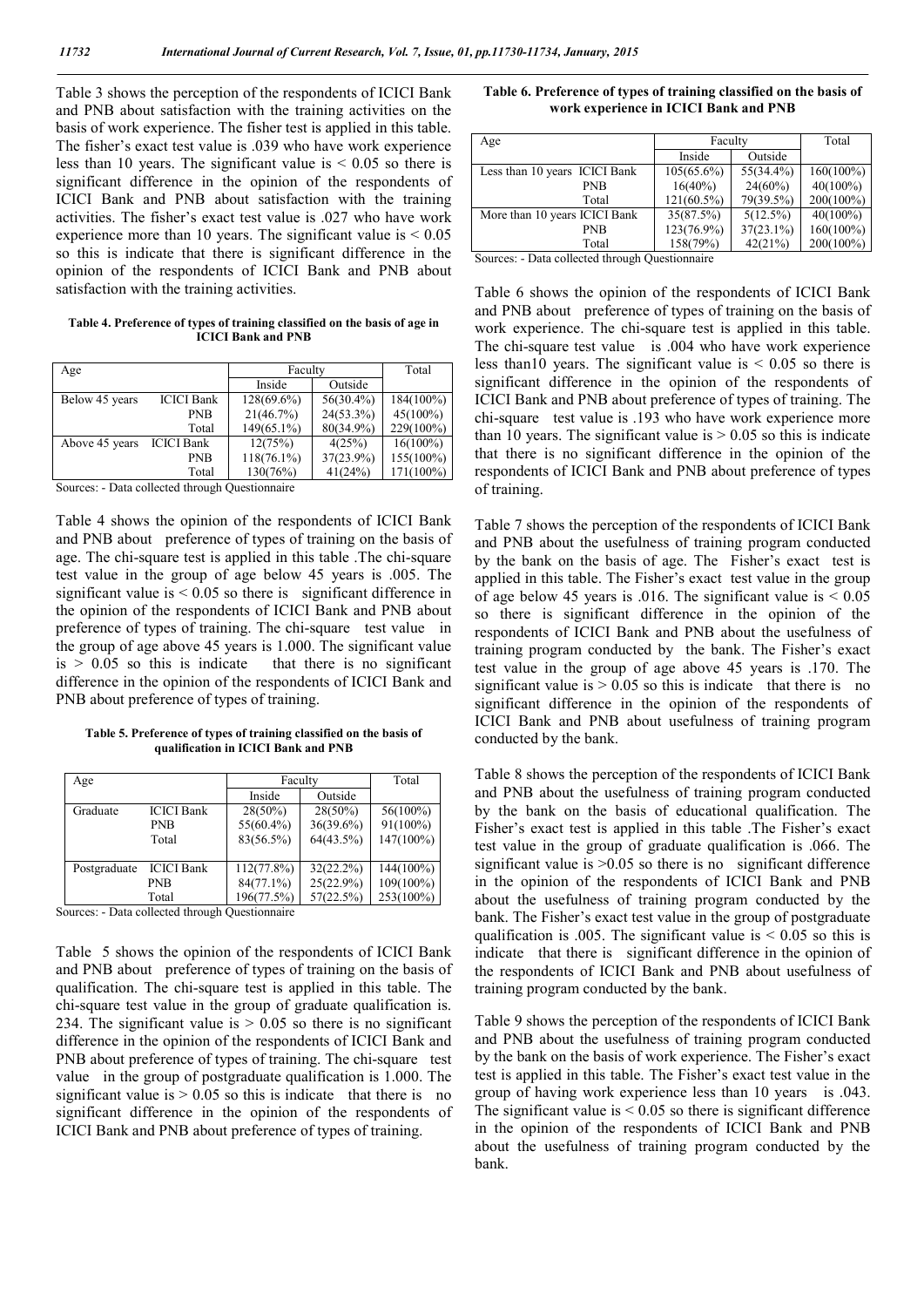Table 3 shows the perception of the respondents of ICICI Bank and PNB about satisfaction with the training activities on the basis of work experience. The fisher test is applied in this table. The fisher's exact test value is .039 who have work experience less than 10 years. The significant value is < 0.05 so there is significant difference in the opinion of the respondents of ICICI Bank and PNB about satisfaction with the training activities. The fisher's exact test value is .027 who have work experience more than 10 years. The significant value is < 0.05 so this is indicate that there is significant difference in the opinion of the respondents of ICICI Bank and PNB about satisfaction with the training activities.

**Table 4. Preference of types of training classified on the basis of age in ICICI Bank and PNB**

| Age | | Faculty | | Total |
|---|---|---|---|---|
| | | Inside | Outside | |
| Below 45 years | ICICI Bank | 128(69.6%) | 56(30.4%) | 184(100%) |
| | PNB | 21(46.7%) | 24(53.3%) | 45(100%) |
| | Total | 149(65.1%) | 80(34.9%) | 229(100%) |
| Above 45 years | ICICI Bank | 12(75%) | 4(25%) | 16(100%) |
| | PNB | 118(76.1%) | 37(23.9%) | 155(100%) |
| | Total | 130(76%) | 41(24%) | 171(100%) |

Sources: - Data collected through Questionnaire

Table 4 shows the opinion of the respondents of ICICI Bank and PNB about preference of types of training on the basis of age. The chi-square test is applied in this table .The chi-square test value in the group of age below 45 years is .005. The significant value is < 0.05 so there is significant difference in the opinion of the respondents of ICICI Bank and PNB about preference of types of training. The chi-square test value in the group of age above 45 years is 1.000. The significant value is > 0.05 so this is indicate that there is no significant difference in the opinion of the respondents of ICICI Bank and PNB about preference of types of training.

**Table 5. Preference of types of training classified on the basis of qualification in ICICI Bank and PNB**

| Age | | Faculty | | Total |
|---|---|---|---|---|
| | | Inside | Outside | |
| Graduate | ICICI Bank | 28(50%) | 28(50%) | 56(100%) |
| | PNB | 55(60.4%) | 36(39.6%) | 91(100%) |
| | Total | 83(56.5%) | 64(43.5%) | 147(100%) |
| Postgraduate | ICICI Bank | 112(77.8%) | 32(22.2%) | 144(100%) |
| | PNB | 84(77.1%) | 25(22.9%) | 109(100%) |
| | Total | 196(77.5%) | 57(22.5%) | 253(100%) |

Sources: - Data collected through Questionnaire

Table 5 shows the opinion of the respondents of ICICI Bank and PNB about preference of types of training on the basis of qualification. The chi-square test is applied in this table. The chi-square test value in the group of graduate qualification is. 234. The significant value is > 0.05 so there is no significant difference in the opinion of the respondents of ICICI Bank and PNB about preference of types of training. The chi-square test value in the group of postgraduate qualification is 1.000. The significant value is > 0.05 so this is indicate that there is no significant difference in the opinion of the respondents of ICICI Bank and PNB about preference of types of training.

**Table 6. Preference of types of training classified on the basis of work experience in ICICI Bank and PNB**

| Age | | Faculty | | Total |
|---|---|---|---|---|
| | | Inside | Outside | |
| Less than 10 years | ICICI Bank | 105(65.6%) | 55(34.4%) | 160(100%) |
| | PNB | 16(40%) | 24(60%) | 40(100%) |
| | Total | 121(60.5%) | 79(39.5%) | 200(100%) |
| More than 10 years | ICICI Bank | 35(87.5%) | 5(12.5%) | 40(100%) |
| | PNB | 123(76.9%) | 37(23.1%) | 160(100%) |
| | Total | 158(79%) | 42(21%) | 200(100%) |

Sources: - Data collected through Questionnaire

Table 6 shows the opinion of the respondents of ICICI Bank and PNB about preference of types of training on the basis of work experience. The chi-square test is applied in this table. The chi-square test value is .004 who have work experience less than10 years. The significant value is < 0.05 so there is significant difference in the opinion of the respondents of ICICI Bank and PNB about preference of types of training. The chi-square test value is .193 who have work experience more than 10 years. The significant value is > 0.05 so this is indicate that there is no significant difference in the opinion of the respondents of ICICI Bank and PNB about preference of types of training.

Table 7 shows the perception of the respondents of ICICI Bank and PNB about the usefulness of training program conducted by the bank on the basis of age. The Fisher's exact test is applied in this table. The Fisher's exact test value in the group of age below 45 years is .016. The significant value is < 0.05 so there is significant difference in the opinion of the respondents of ICICI Bank and PNB about the usefulness of training program conducted by the bank. The Fisher's exact test value in the group of age above 45 years is .170. The significant value is > 0.05 so this is indicate that there is no significant difference in the opinion of the respondents of ICICI Bank and PNB about usefulness of training program conducted by the bank.

Table 8 shows the perception of the respondents of ICICI Bank and PNB about the usefulness of training program conducted by the bank on the basis of educational qualification. The Fisher's exact test is applied in this table .The Fisher's exact test value in the group of graduate qualification is .066. The significant value is >0.05 so there is no significant difference in the opinion of the respondents of ICICI Bank and PNB about the usefulness of training program conducted by the bank. The Fisher's exact test value in the group of postgraduate qualification is .005. The significant value is < 0.05 so this is indicate that there is significant difference in the opinion of the respondents of ICICI Bank and PNB about usefulness of training program conducted by the bank.

Table 9 shows the perception of the respondents of ICICI Bank and PNB about the usefulness of training program conducted by the bank on the basis of work experience. The Fisher's exact test is applied in this table. The Fisher's exact test value in the group of having work experience less than 10 years is .043. The significant value is < 0.05 so there is significant difference in the opinion of the respondents of ICICI Bank and PNB about the usefulness of training program conducted by the bank.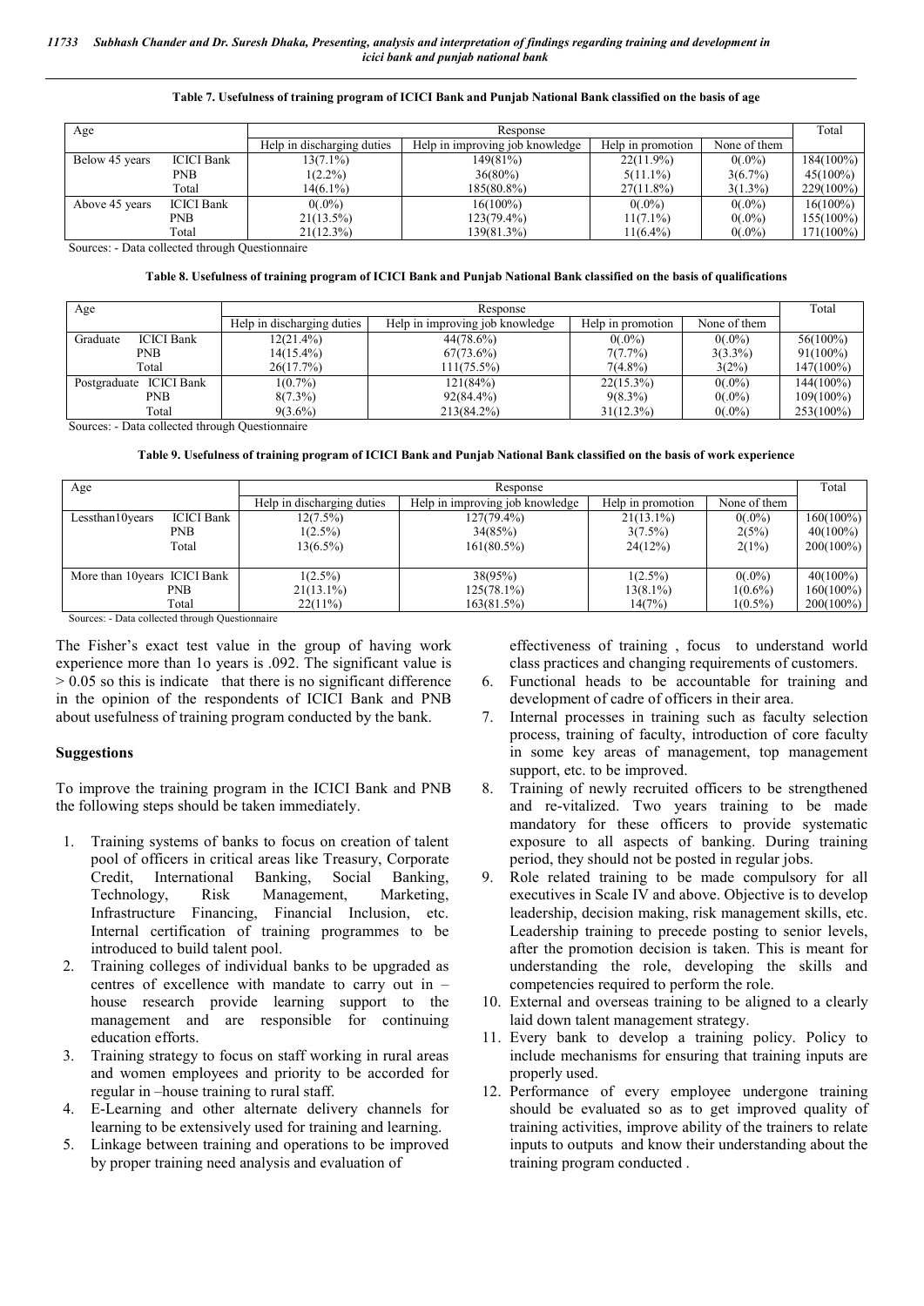**Table 7. Usefulness of training program of ICICI Bank and Punjab National Bank classified on the basis of age**

| Age | | Response | | | | Total |
|---|---|---|---|---|---|---|
| | | Help in discharging duties | Help in improving job knowledge | Help in promotion | None of them | |
| Below 45 years | ICICI Bank | 13(7.1%) | 149(81%) | 22(11.9%) | 0(.0%) | 184(100%) |
| | PNB | 1(2.2%) | 36(80%) | 5(11.1%) | 3(6.7%) | 45(100%) |
| | Total | 14(6.1%) | 185(80.8%) | 27(11.8%) | 3(1.3%) | 229(100%) |
| Above 45 years | ICICI Bank | 0(.0%) | 16(100%) | 0(.0%) | 0(.0%) | 16(100%) |
| | PNB | 21(13.5%) | 123(79.4%) | 11(7.1%) | 0(.0%) | 155(100%) |
| | Total | 21(12.3%) | 139(81.3%) | 11(6.4%) | 0(.0%) | 171(100%) |

Sources: - Data collected through Questionnaire

**Table 8. Usefulness of training program of ICICI Bank and Punjab National Bank classified on the basis of qualifications**

| Age | | Response | | | | Total |
|---|---|---|---|---|---|---|
| | | Help in discharging duties | Help in improving job knowledge | Help in promotion | None of them | |
| Graduate | ICICI Bank | 12(21.4%) | 44(78.6%) | 0(.0%) | 0(.0%) | 56(100%) |
| | PNB | 14(15.4%) | 67(73.6%) | 7(7.7%) | 3(3.3%) | 91(100%) |
| | Total | 26(17.7%) | 111(75.5%) | 7(4.8%) | 3(2%) | 147(100%) |
| Postgraduate | ICICI Bank | 1(0.7%) | 121(84%) | 22(15.3%) | 0(.0%) | 144(100%) |
| | PNB | 8(7.3%) | 92(84.4%) | 9(8.3%) | 0(.0%) | 109(100%) |
| | Total | 9(3.6%) | 213(84.2%) | 31(12.3%) | 0(.0%) | 253(100%) |

Sources: - Data collected through Questionnaire

**Table 9. Usefulness of training program of ICICI Bank and Punjab National Bank classified on the basis of work experience**

| Age | | Response | | | | Total |
|---|---|---|---|---|---|---|
| | | Help in discharging duties | Help in improving job knowledge | Help in promotion | None of them | |
| Lessthan10years | ICICI Bank | 12(7.5%) | 127(79.4%) | 21(13.1%) | 0(.0%) | 160(100%) |
| | PNB | 1(2.5%) | 34(85%) | 3(7.5%) | 2(5%) | 40(100%) |
| | Total | 13(6.5%) | 161(80.5%) | 24(12%) | 2(1%) | 200(100%) |
| More than 10years | ICICI Bank | 1(2.5%) | 38(95%) | 1(2.5%) | 0(.0%) | 40(100%) |
| | PNB | 21(13.1%) | 125(78.1%) | 13(8.1%) | 1(0.6%) | 160(100%) |
| | Total | 22(11%) | 163(81.5%) | 14(7%) | 1(0.5%) | 200(100%) |

Sources: - Data collected through Questionnaire

The Fisher's exact test value in the group of having work experience more than 1o years is .092. The significant value is > 0.05 so this is indicate that there is no significant difference in the opinion of the respondents of ICICI Bank and PNB about usefulness of training program conducted by the bank.

## Suggestions

To improve the training program in the ICICI Bank and PNB the following steps should be taken immediately.

1. Training systems of banks to focus on creation of talent pool of officers in critical areas like Treasury, Corporate Credit, International Banking, Social Banking, Technology, Risk Management, Marketing, Infrastructure Financing, Financial Inclusion, etc. Internal certification of training programmes to be introduced to build talent pool.
2. Training colleges of individual banks to be upgraded as centres of excellence with mandate to carry out in – house research provide learning support to the management and are responsible for continuing education efforts.
3. Training strategy to focus on staff working in rural areas and women employees and priority to be accorded for regular in –house training to rural staff.
4. E-Learning and other alternate delivery channels for learning to be extensively used for training and learning.
5. Linkage between training and operations to be improved by proper training need analysis and evaluation of effectiveness of training , focus to understand world class practices and changing requirements of customers.
6. Functional heads to be accountable for training and development of cadre of officers in their area.
7. Internal processes in training such as faculty selection process, training of faculty, introduction of core faculty in some key areas of management, top management support, etc. to be improved.
8. Training of newly recruited officers to be strengthened and re-vitalized. Two years training to be made mandatory for these officers to provide systematic exposure to all aspects of banking. During training period, they should not be posted in regular jobs.
9. Role related training to be made compulsory for all executives in Scale IV and above. Objective is to develop leadership, decision making, risk management skills, etc. Leadership training to precede posting to senior levels, after the promotion decision is taken. This is meant for understanding the role, developing the skills and competencies required to perform the role.
10. External and overseas training to be aligned to a clearly laid down talent management strategy.
11. Every bank to develop a training policy. Policy to include mechanisms for ensuring that training inputs are properly used.
12. Performance of every employee undergone training should be evaluated so as to get improved quality of training activities, improve ability of the trainers to relate inputs to outputs and know their understanding about the training program conducted .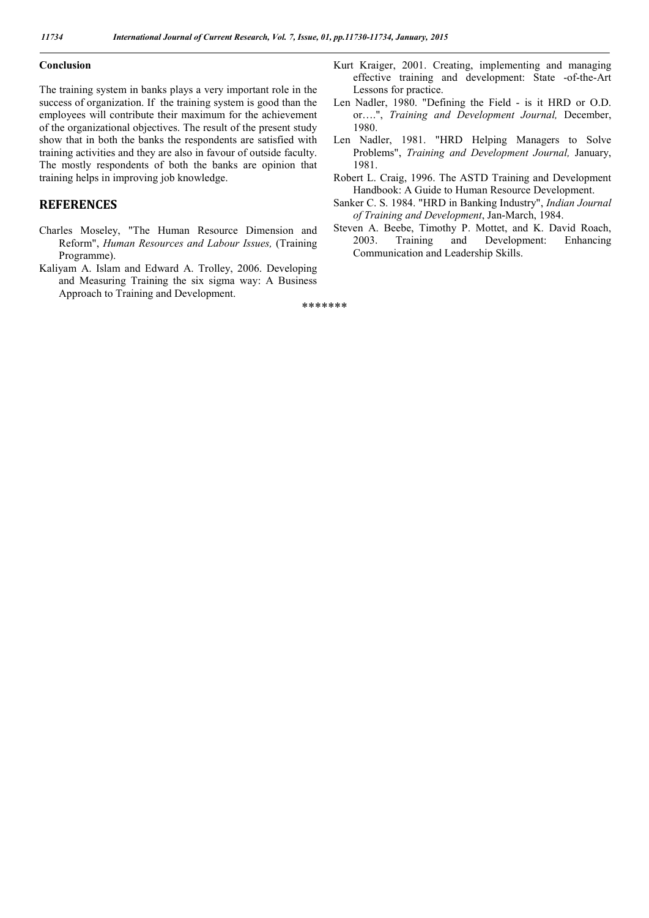## Conclusion

The training system in banks plays a very important role in the success of organization. If the training system is good than the employees will contribute their maximum for the achievement of the organizational objectives. The result of the present study show that in both the banks the respondents are satisfied with training activities and they are also in favour of outside faculty. The mostly respondents of both the banks are opinion that training helps in improving job knowledge.

## REFERENCES

Charles Moseley, "The Human Resource Dimension and Reform", *Human Resources and Labour Issues,* (Training Programme).

Kaliyam A. Islam and Edward A. Trolley, 2006. Developing and Measuring Training the six sigma way: A Business Approach to Training and Development.

Kurt Kraiger, 2001. Creating, implementing and managing effective training and development: State -of-the-Art Lessons for practice.

Len Nadler, 1980. "Defining the Field - is it HRD or O.D. or….", *Training and Development Journal,* December, 1980.

Len Nadler, 1981. "HRD Helping Managers to Solve Problems", *Training and Development Journal,* January, 1981.

Robert L. Craig, 1996. The ASTD Training and Development Handbook: A Guide to Human Resource Development.

Sanker C. S. 1984. "HRD in Banking Industry", *Indian Journal of Training and Development*, Jan-March, 1984.

Steven A. Beebe, Timothy P. Mottet, and K. David Roach, 2003. Training and Development: Enhancing Communication and Leadership Skills.

*******